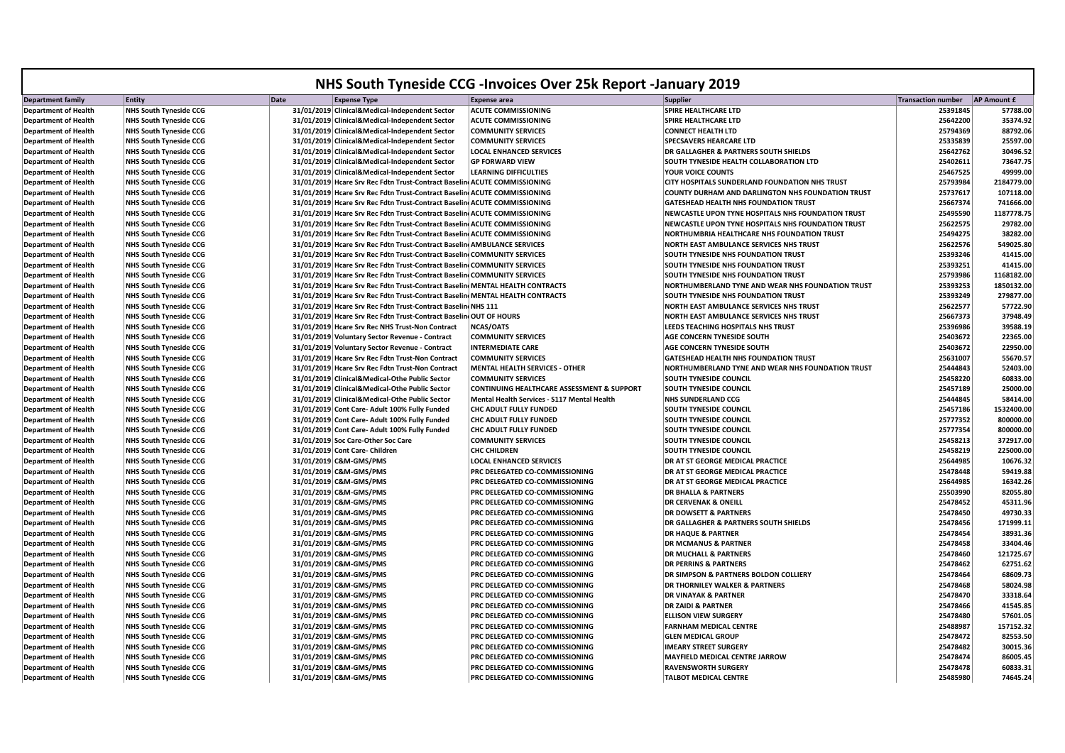# NHS South Tyneside CCG -Invoices Over 25k Report -January 2019

| Department family | Entity | Date | Expense Type | Expense area | Supplier | Transaction number | AP Amount £ |
|---|---|---|---|---|---|---|---|
| Department of Health | NHS South Tyneside CCG | 31/01/2019 | Clinical&Medical-Independent Sector | ACUTE COMMISSIONING | SPIRE HEALTHCARE LTD | 25391845 | 57788.00 |
| Department of Health | NHS South Tyneside CCG | 31/01/2019 | Clinical&Medical-Independent Sector | ACUTE COMMISSIONING | SPIRE HEALTHCARE LTD | 25642200 | 35374.92 |
| Department of Health | NHS South Tyneside CCG | 31/01/2019 | Clinical&Medical-Independent Sector | COMMUNITY SERVICES | CONNECT HEALTH LTD | 25794369 | 88792.06 |
| Department of Health | NHS South Tyneside CCG | 31/01/2019 | Clinical&Medical-Independent Sector | COMMUNITY SERVICES | SPECSAVERS HEARCARE LTD | 25335839 | 25597.00 |
| Department of Health | NHS South Tyneside CCG | 31/01/2019 | Clinical&Medical-Independent Sector | LOCAL ENHANCED SERVICES | DR GALLAGHER & PARTNERS SOUTH SHIELDS | 25642762 | 30496.52 |
| Department of Health | NHS South Tyneside CCG | 31/01/2019 | Clinical&Medical-Independent Sector | GP FORWARD VIEW | SOUTH TYNESIDE HEALTH COLLABORATION LTD | 25402611 | 73647.75 |
| Department of Health | NHS South Tyneside CCG | 31/01/2019 | Clinical&Medical-Independent Sector | LEARNING DIFFICULTIES | YOUR VOICE COUNTS | 25467525 | 49999.00 |
| Department of Health | NHS South Tyneside CCG | 31/01/2019 | Hcare Srv Rec Fdtn Trust-Contract Baselin | ACUTE COMMISSIONING | CITY HOSPITALS SUNDERLAND FOUNDATION NHS TRUST | 25793984 | 2184779.00 |
| Department of Health | NHS South Tyneside CCG | 31/01/2019 | Hcare Srv Rec Fdtn Trust-Contract Baselin | ACUTE COMMISSIONING | COUNTY DURHAM AND DARLINGTON NHS FOUNDATION TRUST | 25737617 | 107118.00 |
| Department of Health | NHS South Tyneside CCG | 31/01/2019 | Hcare Srv Rec Fdtn Trust-Contract Baselin | ACUTE COMMISSIONING | GATESHEAD HEALTH NHS FOUNDATION TRUST | 25667374 | 741666.00 |
| Department of Health | NHS South Tyneside CCG | 31/01/2019 | Hcare Srv Rec Fdtn Trust-Contract Baselin | ACUTE COMMISSIONING | NEWCASTLE UPON TYNE HOSPITALS NHS FOUNDATION TRUST | 25495590 | 1187778.75 |
| Department of Health | NHS South Tyneside CCG | 31/01/2019 | Hcare Srv Rec Fdtn Trust-Contract Baselin | ACUTE COMMISSIONING | NEWCASTLE UPON TYNE HOSPITALS NHS FOUNDATION TRUST | 25622575 | 29782.00 |
| Department of Health | NHS South Tyneside CCG | 31/01/2019 | Hcare Srv Rec Fdtn Trust-Contract Baselin | ACUTE COMMISSIONING | NORTHUMBRIA HEALTHCARE NHS FOUNDATION TRUST | 25494275 | 38282.00 |
| Department of Health | NHS South Tyneside CCG | 31/01/2019 | Hcare Srv Rec Fdtn Trust-Contract Baselin | AMBULANCE SERVICES | NORTH EAST AMBULANCE SERVICES NHS TRUST | 25622576 | 549025.80 |
| Department of Health | NHS South Tyneside CCG | 31/01/2019 | Hcare Srv Rec Fdtn Trust-Contract Baselin | COMMUNITY SERVICES | SOUTH TYNESIDE NHS FOUNDATION TRUST | 25393246 | 41415.00 |
| Department of Health | NHS South Tyneside CCG | 31/01/2019 | Hcare Srv Rec Fdtn Trust-Contract Baselin | COMMUNITY SERVICES | SOUTH TYNESIDE NHS FOUNDATION TRUST | 25393251 | 41415.00 |
| Department of Health | NHS South Tyneside CCG | 31/01/2019 | Hcare Srv Rec Fdtn Trust-Contract Baselin | COMMUNITY SERVICES | SOUTH TYNESIDE NHS FOUNDATION TRUST | 25793986 | 1168182.00 |
| Department of Health | NHS South Tyneside CCG | 31/01/2019 | Hcare Srv Rec Fdtn Trust-Contract Baselin | MENTAL HEALTH CONTRACTS | NORTHUMBERLAND TYNE AND WEAR NHS FOUNDATION TRUST | 25393253 | 1850132.00 |
| Department of Health | NHS South Tyneside CCG | 31/01/2019 | Hcare Srv Rec Fdtn Trust-Contract Baselin | MENTAL HEALTH CONTRACTS | SOUTH TYNESIDE NHS FOUNDATION TRUST | 25393249 | 279877.00 |
| Department of Health | NHS South Tyneside CCG | 31/01/2019 | Hcare Srv Rec Fdtn Trust-Contract Baselin | NHS 111 | NORTH EAST AMBULANCE SERVICES NHS TRUST | 25622577 | 57722.90 |
| Department of Health | NHS South Tyneside CCG | 31/01/2019 | Hcare Srv Rec Fdtn Trust-Contract Baselin | OUT OF HOURS | NORTH EAST AMBULANCE SERVICES NHS TRUST | 25667373 | 37948.49 |
| Department of Health | NHS South Tyneside CCG | 31/01/2019 | Hcare Srv Rec NHS Trust-Non Contract | NCAS/OATS | LEEDS TEACHING HOSPITALS NHS TRUST | 25396986 | 39588.19 |
| Department of Health | NHS South Tyneside CCG | 31/01/2019 | Voluntary Sector Revenue - Contract | COMMUNITY SERVICES | AGE CONCERN TYNESIDE SOUTH | 25403672 | 22365.00 |
| Department of Health | NHS South Tyneside CCG | 31/01/2019 | Voluntary Sector Revenue - Contract | INTERMEDIATE CARE | AGE CONCERN TYNESIDE SOUTH | 25403672 | 22950.00 |
| Department of Health | NHS South Tyneside CCG | 31/01/2019 | Hcare Srv Rec Fdtn Trust-Non Contract | COMMUNITY SERVICES | GATESHEAD HEALTH NHS FOUNDATION TRUST | 25631007 | 55670.57 |
| Department of Health | NHS South Tyneside CCG | 31/01/2019 | Hcare Srv Rec Fdtn Trust-Non Contract | MENTAL HEALTH SERVICES - OTHER | NORTHUMBERLAND TYNE AND WEAR NHS FOUNDATION TRUST | 25444843 | 52403.00 |
| Department of Health | NHS South Tyneside CCG | 31/01/2019 | Clinical&Medical-Othe Public Sector | COMMUNITY SERVICES | SOUTH TYNESIDE COUNCIL | 25458220 | 60833.00 |
| Department of Health | NHS South Tyneside CCG | 31/01/2019 | Clinical&Medical-Othe Public Sector | CONTINUING HEALTHCARE ASSESSMENT & SUPPORT | SOUTH TYNESIDE COUNCIL | 25457189 | 25000.00 |
| Department of Health | NHS South Tyneside CCG | 31/01/2019 | Clinical&Medical-Othe Public Sector | Mental Health Services - S117 Mental Health | NHS SUNDERLAND CCG | 25444845 | 58414.00 |
| Department of Health | NHS South Tyneside CCG | 31/01/2019 | Cont Care- Adult 100% Fully Funded | CHC ADULT FULLY FUNDED | SOUTH TYNESIDE COUNCIL | 25457186 | 1532400.00 |
| Department of Health | NHS South Tyneside CCG | 31/01/2019 | Cont Care- Adult 100% Fully Funded | CHC ADULT FULLY FUNDED | SOUTH TYNESIDE COUNCIL | 25777352 | 800000.00 |
| Department of Health | NHS South Tyneside CCG | 31/01/2019 | Cont Care- Adult 100% Fully Funded | CHC ADULT FULLY FUNDED | SOUTH TYNESIDE COUNCIL | 25777354 | 800000.00 |
| Department of Health | NHS South Tyneside CCG | 31/01/2019 | Soc Care-Other Soc Care | COMMUNITY SERVICES | SOUTH TYNESIDE COUNCIL | 25458213 | 372917.00 |
| Department of Health | NHS South Tyneside CCG | 31/01/2019 | Cont Care- Children | CHC CHILDREN | SOUTH TYNESIDE COUNCIL | 25458219 | 225000.00 |
| Department of Health | NHS South Tyneside CCG | 31/01/2019 | C&M-GMS/PMS | LOCAL ENHANCED SERVICES | DR AT ST GEORGE MEDICAL PRACTICE | 25644985 | 10676.32 |
| Department of Health | NHS South Tyneside CCG | 31/01/2019 | C&M-GMS/PMS | PRC DELEGATED CO-COMMISSIONING | DR AT ST GEORGE MEDICAL PRACTICE | 25478448 | 59419.88 |
| Department of Health | NHS South Tyneside CCG | 31/01/2019 | C&M-GMS/PMS | PRC DELEGATED CO-COMMISSIONING | DR AT ST GEORGE MEDICAL PRACTICE | 25644985 | 16342.26 |
| Department of Health | NHS South Tyneside CCG | 31/01/2019 | C&M-GMS/PMS | PRC DELEGATED CO-COMMISSIONING | DR BHALLA & PARTNERS | 25503990 | 82055.80 |
| Department of Health | NHS South Tyneside CCG | 31/01/2019 | C&M-GMS/PMS | PRC DELEGATED CO-COMMISSIONING | DR CERVENAK & ONEILL | 25478452 | 45311.96 |
| Department of Health | NHS South Tyneside CCG | 31/01/2019 | C&M-GMS/PMS | PRC DELEGATED CO-COMMISSIONING | DR DOWSETT & PARTNERS | 25478450 | 49730.33 |
| Department of Health | NHS South Tyneside CCG | 31/01/2019 | C&M-GMS/PMS | PRC DELEGATED CO-COMMISSIONING | DR GALLAGHER & PARTNERS SOUTH SHIELDS | 25478456 | 171999.11 |
| Department of Health | NHS South Tyneside CCG | 31/01/2019 | C&M-GMS/PMS | PRC DELEGATED CO-COMMISSIONING | DR HAQUE & PARTNER | 25478454 | 38931.36 |
| Department of Health | NHS South Tyneside CCG | 31/01/2019 | C&M-GMS/PMS | PRC DELEGATED CO-COMMISSIONING | DR MCMANUS & PARTNER | 25478458 | 33404.46 |
| Department of Health | NHS South Tyneside CCG | 31/01/2019 | C&M-GMS/PMS | PRC DELEGATED CO-COMMISSIONING | DR MUCHALL & PARTNERS | 25478460 | 121725.67 |
| Department of Health | NHS South Tyneside CCG | 31/01/2019 | C&M-GMS/PMS | PRC DELEGATED CO-COMMISSIONING | DR PERRINS & PARTNERS | 25478462 | 62751.62 |
| Department of Health | NHS South Tyneside CCG | 31/01/2019 | C&M-GMS/PMS | PRC DELEGATED CO-COMMISSIONING | DR SIMPSON & PARTNERS BOLDON COLLIERY | 25478464 | 68609.73 |
| Department of Health | NHS South Tyneside CCG | 31/01/2019 | C&M-GMS/PMS | PRC DELEGATED CO-COMMISSIONING | DR THORNILEY WALKER & PARTNERS | 25478468 | 58024.98 |
| Department of Health | NHS South Tyneside CCG | 31/01/2019 | C&M-GMS/PMS | PRC DELEGATED CO-COMMISSIONING | DR VINAYAK & PARTNER | 25478470 | 33318.64 |
| Department of Health | NHS South Tyneside CCG | 31/01/2019 | C&M-GMS/PMS | PRC DELEGATED CO-COMMISSIONING | DR ZAIDI & PARTNER | 25478466 | 41545.85 |
| Department of Health | NHS South Tyneside CCG | 31/01/2019 | C&M-GMS/PMS | PRC DELEGATED CO-COMMISSIONING | ELLISON VIEW SURGERY | 25478480 | 57601.05 |
| Department of Health | NHS South Tyneside CCG | 31/01/2019 | C&M-GMS/PMS | PRC DELEGATED CO-COMMISSIONING | FARNHAM MEDICAL CENTRE | 25488987 | 157152.32 |
| Department of Health | NHS South Tyneside CCG | 31/01/2019 | C&M-GMS/PMS | PRC DELEGATED CO-COMMISSIONING | GLEN MEDICAL GROUP | 25478472 | 82553.50 |
| Department of Health | NHS South Tyneside CCG | 31/01/2019 | C&M-GMS/PMS | PRC DELEGATED CO-COMMISSIONING | IMEARY STREET SURGERY | 25478482 | 30015.36 |
| Department of Health | NHS South Tyneside CCG | 31/01/2019 | C&M-GMS/PMS | PRC DELEGATED CO-COMMISSIONING | MAYFIELD MEDICAL CENTRE JARROW | 25478474 | 86005.45 |
| Department of Health | NHS South Tyneside CCG | 31/01/2019 | C&M-GMS/PMS | PRC DELEGATED CO-COMMISSIONING | RAVENSWORTH SURGERY | 25478478 | 60833.31 |
| Department of Health | NHS South Tyneside CCG | 31/01/2019 | C&M-GMS/PMS | PRC DELEGATED CO-COMMISSIONING | TALBOT MEDICAL CENTRE | 25485980 | 74645.24 |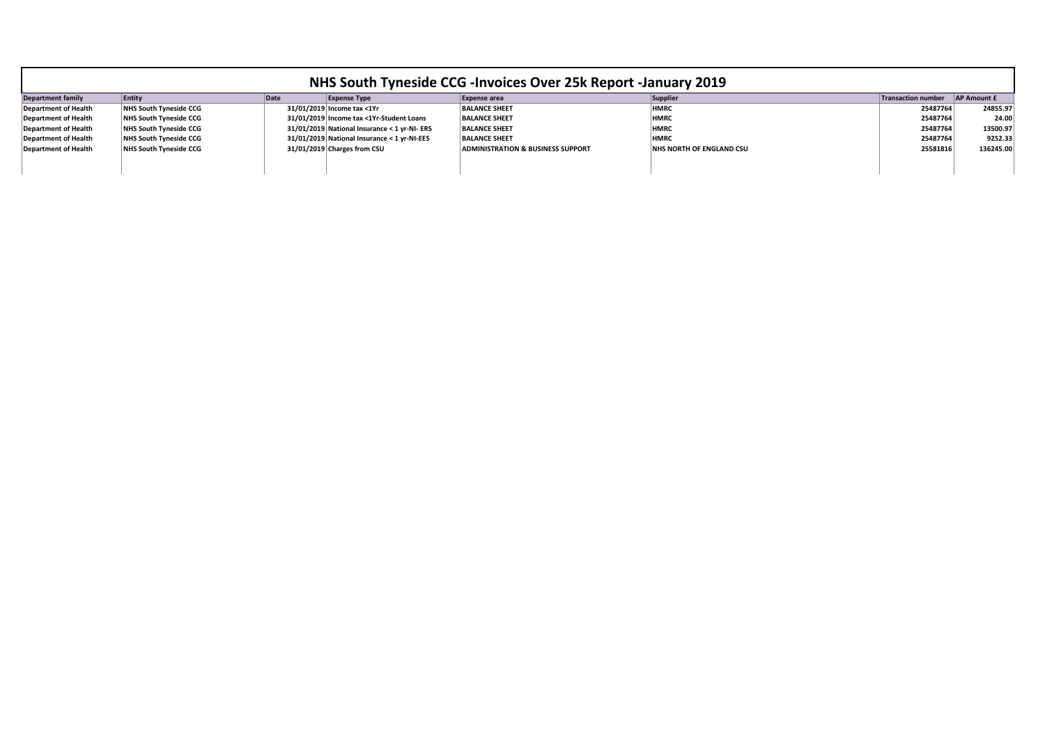# NHS South Tyneside CCG -Invoices Over 25k Report -January 2019

| Department family | Entity | Date | Expense Type | Expense area | Supplier | Transaction number | AP Amount £ |
|---|---|---|---|---|---|---|---|
| Department of Health | NHS South Tyneside CCG | 31/01/2019 | Income tax <1Yr | BALANCE SHEET | HMRC | 25487764 | 24855.97 |
| Department of Health | NHS South Tyneside CCG | 31/01/2019 | Income tax <1Yr-Student Loans | BALANCE SHEET | HMRC | 25487764 | 24.00 |
| Department of Health | NHS South Tyneside CCG | 31/01/2019 | National Insurance < 1 yr-NI- ERS | BALANCE SHEET | HMRC | 25487764 | 13500.97 |
| Department of Health | NHS South Tyneside CCG | 31/01/2019 | National Insurance < 1 yr-NI-EES | BALANCE SHEET | HMRC | 25487764 | 9252.33 |
| Department of Health | NHS South Tyneside CCG | 31/01/2019 | Charges from CSU | ADMINISTRATION & BUSINESS SUPPORT | NHS NORTH OF ENGLAND CSU | 25581816 | 136245.00 |